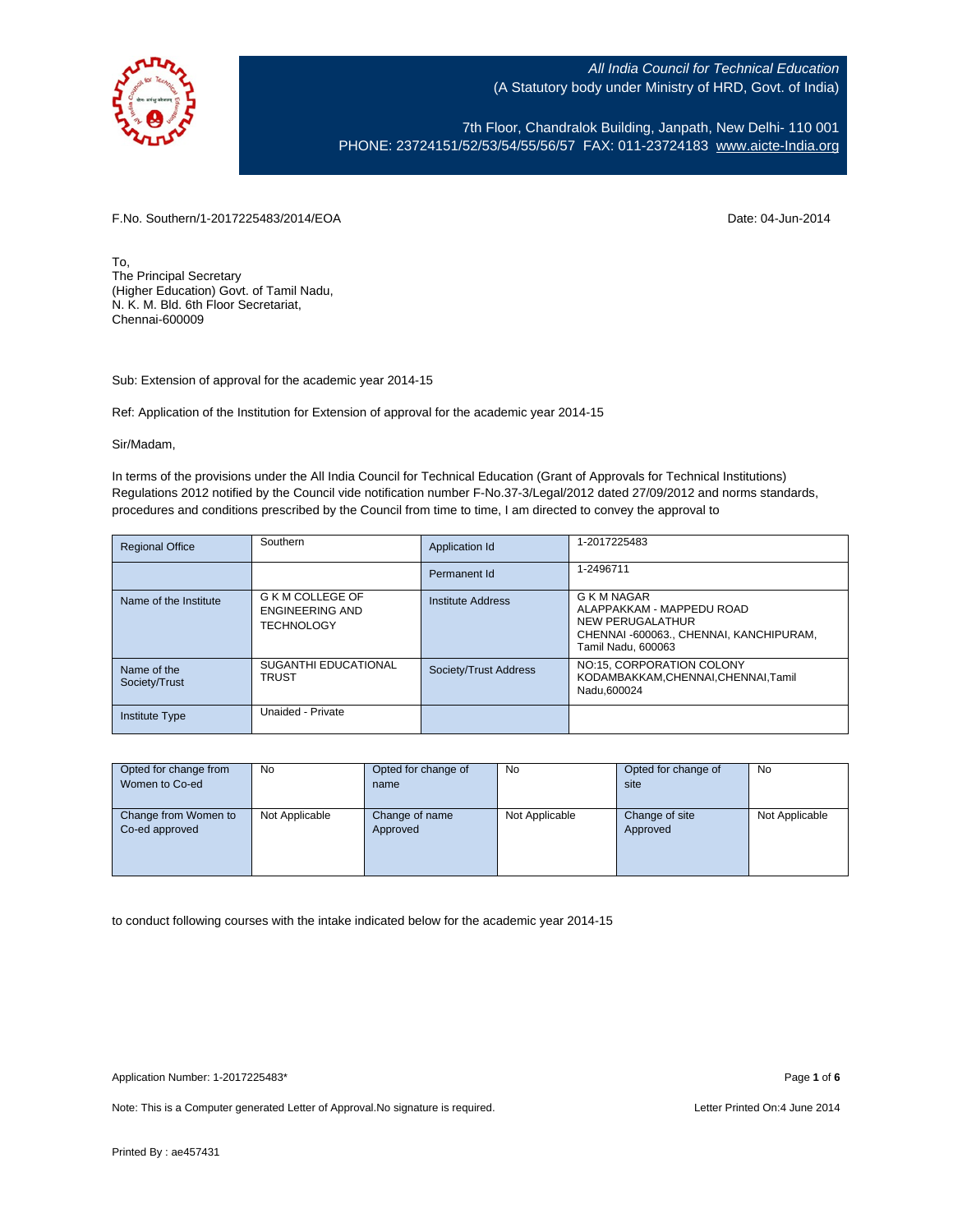All India Council for Technical Education
(A Statutory body under Ministry of HRD, Govt. of India)

7th Floor, Chandralok Building, Janpath, New Delhi- 110 001
PHONE: 23724151/52/53/54/55/56/57 FAX: 011-23724183 www.aicte-India.org

F.No. Southern/1-2017225483/2014/EOA

Date: 04-Jun-2014

To,
The Principal Secretary
(Higher Education) Govt. of Tamil Nadu,
N. K. M. Bld. 6th Floor Secretariat,
Chennai-600009

Sub: Extension of approval for the academic year 2014-15

Ref: Application of the Institution for Extension of approval for the academic year 2014-15

Sir/Madam,

In terms of the provisions under the All India Council for Technical Education (Grant of Approvals for Technical Institutions) Regulations 2012 notified by the Council vide notification number F-No.37-3/Legal/2012 dated 27/09/2012 and norms standards, procedures and conditions prescribed by the Council from time to time, I am directed to convey the approval to

| Regional Office | Southern | Application Id | 1-2017225483 |
|---|---|---|---|
| | | Permanent Id | 1-2496711 |
| Name of the Institute | G K M COLLEGE OF ENGINEERING AND TECHNOLOGY | Institute Address | G K M NAGAR ALAPPAKKAM - MAPPEDU ROAD NEW PERUGALATHUR CHENNAI -600063., CHENNAI, KANCHIPURAM, Tamil Nadu, 600063 |
| Name of the Society/Trust | SUGANTHI EDUCATIONAL TRUST | Society/Trust Address | NO:15, CORPORATION COLONY KODAMBAKKAM,CHENNAI,CHENNAI,Tamil Nadu,600024 |
| Institute Type | Unaided - Private | | |

| Opted for change from Women to Co-ed | No | Opted for change of name | No | Opted for change of site | No |
|---|---|---|---|---|---|
| Change from Women to Co-ed approved | Not Applicable | Change of name Approved | Not Applicable | Change of site Approved | Not Applicable |

to conduct following courses with the intake indicated below for the academic year 2014-15

Application Number: 1-2017225483*

Note: This is a Computer generated Letter of Approval.No signature is required.

Letter Printed On:4 June 2014

Printed By : ae457431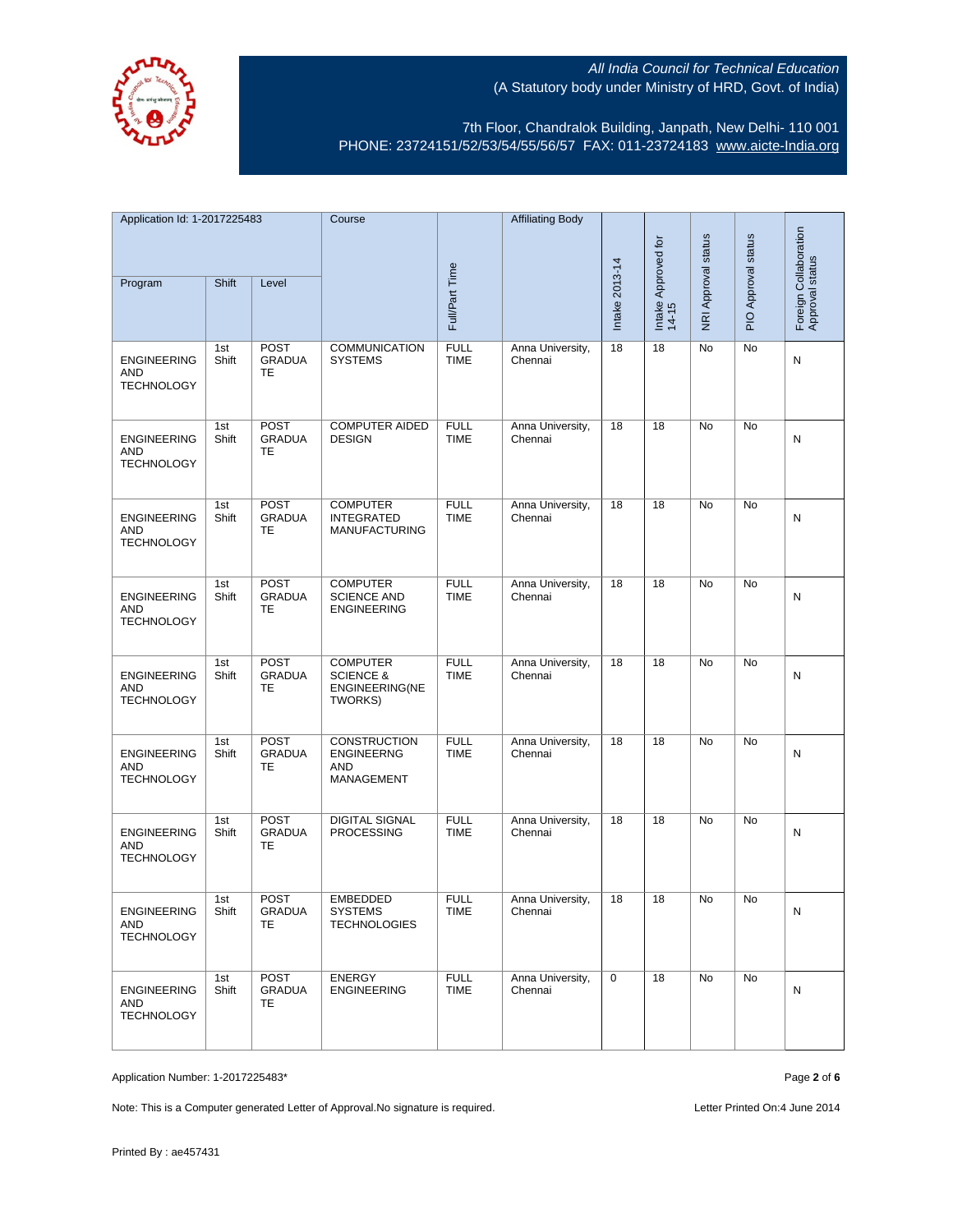All India Council for Technical Education
(A Statutory body under Ministry of HRD, Govt. of India)

7th Floor, Chandralok Building, Janpath, New Delhi- 110 001
PHONE: 23724151/52/53/54/55/56/57 FAX: 011-23724183 www.aicte-India.org

| Application Id: 1-2017225483 | | | Course | Full/Part Time | Affiliating Body | Intake 2013-14 | Intake Approved for 14-15 | NRI Approval status | PIO Approval status | Foreign Collaboration Approval status |
|---|---|---|---|---|---|---|---|---|---|---|
| Program | Shift | Level | | | | | | | | |
| ENGINEERING AND TECHNOLOGY | 1st Shift | POST GRADUATE | COMMUNICATION SYSTEMS | FULL TIME | Anna University, Chennai | 18 | 18 | No | No | N |
| ENGINEERING AND TECHNOLOGY | 1st Shift | POST GRADUATE | COMPUTER AIDED DESIGN | FULL TIME | Anna University, Chennai | 18 | 18 | No | No | N |
| ENGINEERING AND TECHNOLOGY | 1st Shift | POST GRADUATE | COMPUTER INTEGRATED MANUFACTURING | FULL TIME | Anna University, Chennai | 18 | 18 | No | No | N |
| ENGINEERING AND TECHNOLOGY | 1st Shift | POST GRADUATE | COMPUTER SCIENCE AND ENGINEERING | FULL TIME | Anna University, Chennai | 18 | 18 | No | No | N |
| ENGINEERING AND TECHNOLOGY | 1st Shift | POST GRADUATE | COMPUTER SCIENCE & ENGINEERING(NETWORKS) | FULL TIME | Anna University, Chennai | 18 | 18 | No | No | N |
| ENGINEERING AND TECHNOLOGY | 1st Shift | POST GRADUATE | CONSTRUCTION ENGINEERNG AND MANAGEMENT | FULL TIME | Anna University, Chennai | 18 | 18 | No | No | N |
| ENGINEERING AND TECHNOLOGY | 1st Shift | POST GRADUATE | DIGITAL SIGNAL PROCESSING | FULL TIME | Anna University, Chennai | 18 | 18 | No | No | N |
| ENGINEERING AND TECHNOLOGY | 1st Shift | POST GRADUATE | EMBEDDED SYSTEMS TECHNOLOGIES | FULL TIME | Anna University, Chennai | 18 | 18 | No | No | N |
| ENGINEERING AND TECHNOLOGY | 1st Shift | POST GRADUATE | ENERGY ENGINEERING | FULL TIME | Anna University, Chennai | 0 | 18 | No | No | N |

Application Number: 1-2017225483*

Note: This is a Computer generated Letter of Approval.No signature is required.

Letter Printed On:4 June 2014

Printed By : ae457431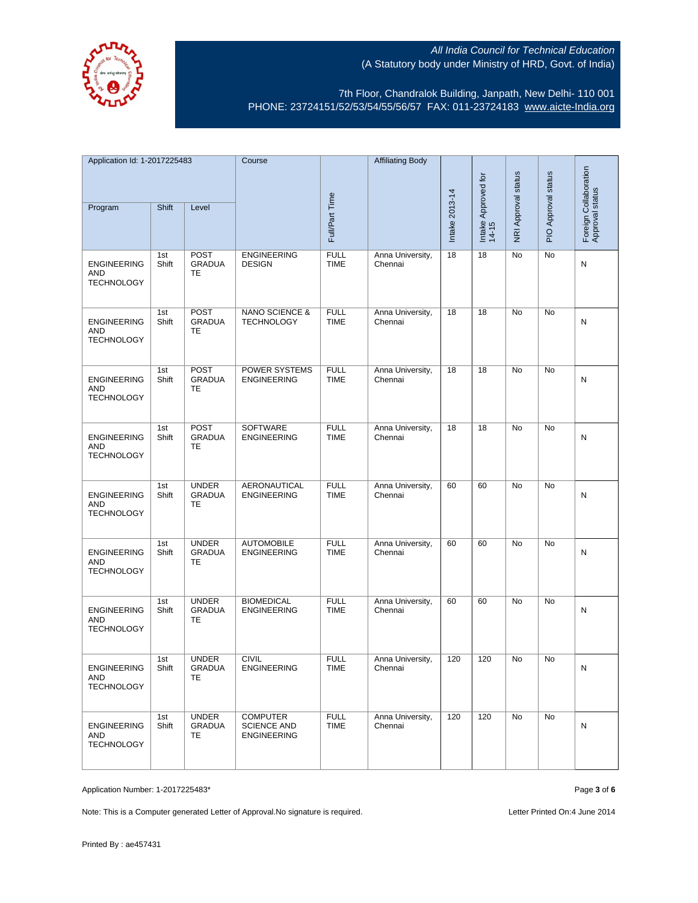All India Council for Technical Education
(A Statutory body under Ministry of HRD, Govt. of India)

7th Floor, Chandralok Building, Janpath, New Delhi- 110 001
PHONE: 23724151/52/53/54/55/56/57 FAX: 011-23724183 www.aicte-India.org

| Application Id: 1-2017225483 | | | Course | Full/Part Time | Affiliating Body | Intake 2013-14 | Intake Approved for 14-15 | NRI Approval status | PIO Approval status | Foreign Collaboration Approval status |
|---|---|---|---|---|---|---|---|---|---|---|
| Program | Shift | Level | | | | | | | | |
| ENGINEERING AND TECHNOLOGY | 1st Shift | POST GRADUATE | ENGINEERING DESIGN | FULL TIME | Anna University, Chennai | 18 | 18 | No | No | N |
| ENGINEERING AND TECHNOLOGY | 1st Shift | POST GRADUATE | NANO SCIENCE & TECHNOLOGY | FULL TIME | Anna University, Chennai | 18 | 18 | No | No | N |
| ENGINEERING AND TECHNOLOGY | 1st Shift | POST GRADUATE | POWER SYSTEMS ENGINEERING | FULL TIME | Anna University, Chennai | 18 | 18 | No | No | N |
| ENGINEERING AND TECHNOLOGY | 1st Shift | POST GRADUATE | SOFTWARE ENGINEERING | FULL TIME | Anna University, Chennai | 18 | 18 | No | No | N |
| ENGINEERING AND TECHNOLOGY | 1st Shift | UNDER GRADUATE | AERONAUTICAL ENGINEERING | FULL TIME | Anna University, Chennai | 60 | 60 | No | No | N |
| ENGINEERING AND TECHNOLOGY | 1st Shift | UNDER GRADUATE | AUTOMOBILE ENGINEERING | FULL TIME | Anna University, Chennai | 60 | 60 | No | No | N |
| ENGINEERING AND TECHNOLOGY | 1st Shift | UNDER GRADUATE | BIOMEDICAL ENGINEERING | FULL TIME | Anna University, Chennai | 60 | 60 | No | No | N |
| ENGINEERING AND TECHNOLOGY | 1st Shift | UNDER GRADUATE | CIVIL ENGINEERING | FULL TIME | Anna University, Chennai | 120 | 120 | No | No | N |
| ENGINEERING AND TECHNOLOGY | 1st Shift | UNDER GRADUATE | COMPUTER SCIENCE AND ENGINEERING | FULL TIME | Anna University, Chennai | 120 | 120 | No | No | N |

Application Number: 1-2017225483*

Note: This is a Computer generated Letter of Approval.No signature is required.

Letter Printed On:4 June 2014

Printed By : ae457431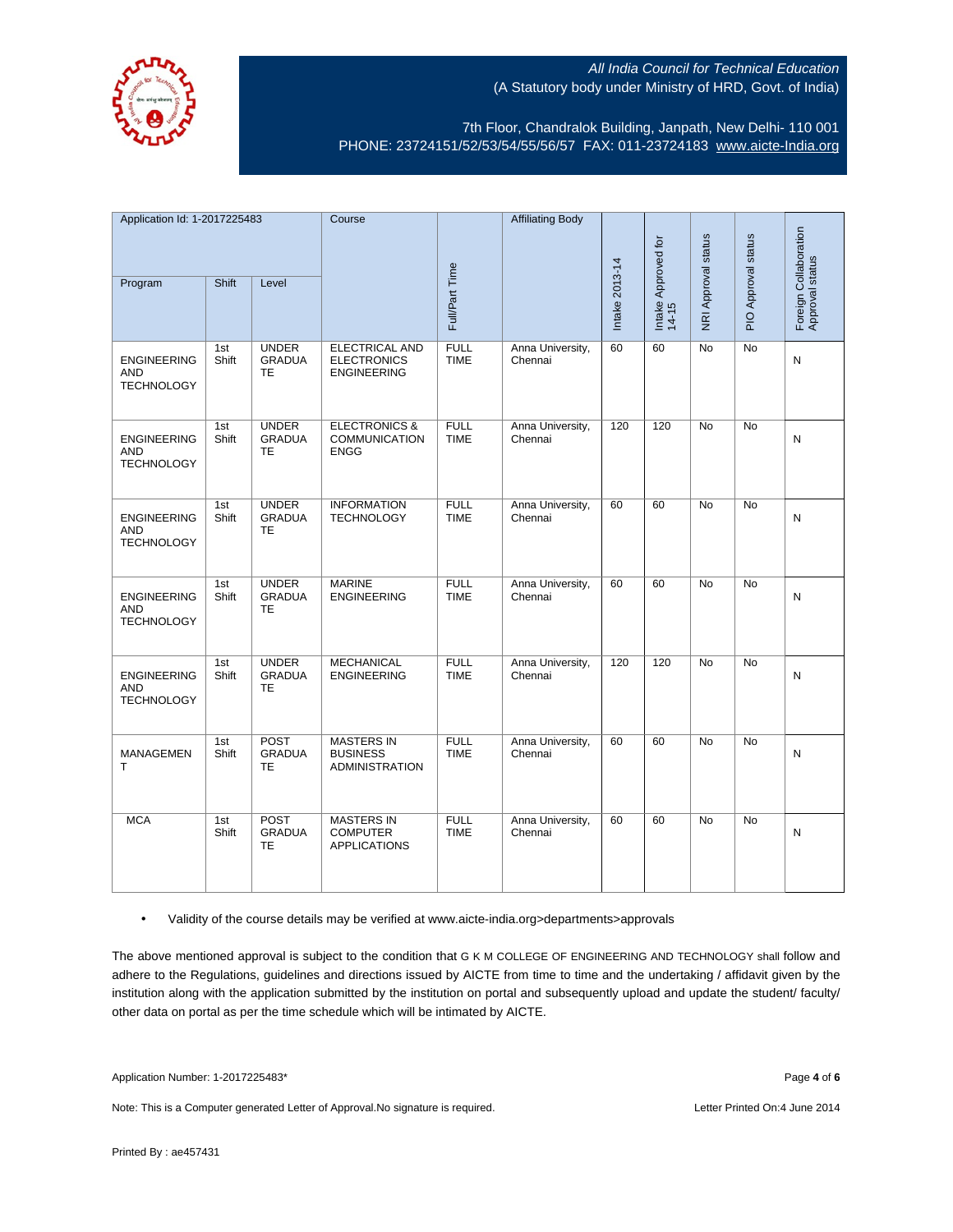All India Council for Technical Education
(A Statutory body under Ministry of HRD, Govt. of India)

7th Floor, Chandralok Building, Janpath, New Delhi- 110 001
PHONE: 23724151/52/53/54/55/56/57 FAX: 011-23724183 www.aicte-India.org

| Application Id: 1-2017225483 | | | Course | Full/Part Time | Affiliating Body | Intake 2013-14 | Intake Approved for 14-15 | NRI Approval status | PIO Approval status | Foreign Collaboration Approval status |
|---|---|---|---|---|---|---|---|---|---|---|
| Program | Shift | Level | | | | | | | | |
| ENGINEERING AND TECHNOLOGY | 1st Shift | UNDER GRADUATE | ELECTRICAL AND ELECTRONICS ENGINEERING | FULL TIME | Anna University, Chennai | 60 | 60 | No | No | N |
| ENGINEERING AND TECHNOLOGY | 1st Shift | UNDER GRADUATE | ELECTRONICS & COMMUNICATION ENGG | FULL TIME | Anna University, Chennai | 120 | 120 | No | No | N |
| ENGINEERING AND TECHNOLOGY | 1st Shift | UNDER GRADUATE | INFORMATION TECHNOLOGY | FULL TIME | Anna University, Chennai | 60 | 60 | No | No | N |
| ENGINEERING AND TECHNOLOGY | 1st Shift | UNDER GRADUATE | MARINE ENGINEERING | FULL TIME | Anna University, Chennai | 60 | 60 | No | No | N |
| ENGINEERING AND TECHNOLOGY | 1st Shift | UNDER GRADUATE | MECHANICAL ENGINEERING | FULL TIME | Anna University, Chennai | 120 | 120 | No | No | N |
| MANAGEMENT | 1st Shift | POST GRADUATE | MASTERS IN BUSINESS ADMINISTRATION | FULL TIME | Anna University, Chennai | 60 | 60 | No | No | N |
| MCA | 1st Shift | POST GRADUATE | MASTERS IN COMPUTER APPLICATIONS | FULL TIME | Anna University, Chennai | 60 | 60 | No | No | N |

- Validity of the course details may be verified at www.aicte-india.org>departments>approvals

The above mentioned approval is subject to the condition that G K M COLLEGE OF ENGINEERING AND TECHNOLOGY shall follow and adhere to the Regulations, guidelines and directions issued by AICTE from time to time and the undertaking / affidavit given by the institution along with the application submitted by the institution on portal and subsequently upload and update the student/ faculty/ other data on portal as per the time schedule which will be intimated by AICTE.

Application Number: 1-2017225483*

Note: This is a Computer generated Letter of Approval.No signature is required.

Letter Printed On:4 June 2014

Printed By : ae457431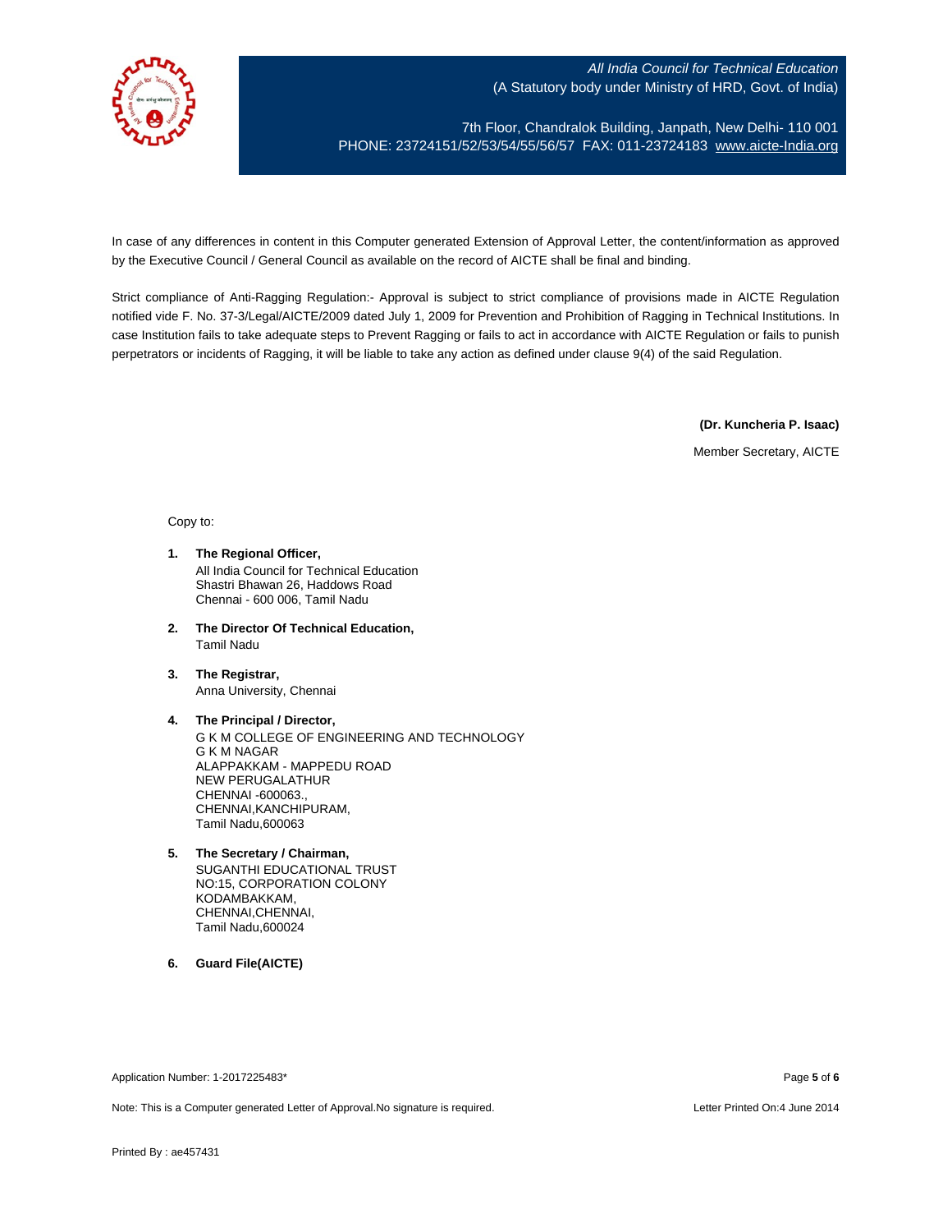In case of any differences in content in this Computer generated Extension of Approval Letter, the content/information as approved by the Executive Council / General Council as available on the record of AICTE shall be final and binding.

Strict compliance of Anti-Ragging Regulation:- Approval is subject to strict compliance of provisions made in AICTE Regulation notified vide F. No. 37-3/Legal/AICTE/2009 dated July 1, 2009 for Prevention and Prohibition of Ragging in Technical Institutions. In case Institution fails to take adequate steps to Prevent Ragging or fails to act in accordance with AICTE Regulation or fails to punish perpetrators or incidents of Ragging, it will be liable to take any action as defined under clause 9(4) of the said Regulation.

**(Dr. Kuncheria P. Isaac)**

Member Secretary, AICTE

Copy to:

1. **The Regional Officer,**
   All India Council for Technical Education
   Shastri Bhawan 26, Haddows Road
   Chennai - 600 006, Tamil Nadu

2. **The Director Of Technical Education,**
   Tamil Nadu

3. **The Registrar,**
   Anna University, Chennai

4. **The Principal / Director,**
   G K M COLLEGE OF ENGINEERING AND TECHNOLOGY
   G K M NAGAR
   ALAPPAKKAM - MAPPEDU ROAD
   NEW PERUGALATHUR
   CHENNAI -600063.,
   CHENNAI,KANCHIPURAM,
   Tamil Nadu,600063

5. **The Secretary / Chairman,**
   SUGANTHI EDUCATIONAL TRUST
   NO:15, CORPORATION COLONY
   KODAMBAKKAM,
   CHENNAI,CHENNAI,
   Tamil Nadu,600024

6. **Guard File(AICTE)**

Application Number: 1-2017225483*

Note: This is a Computer generated Letter of Approval.No signature is required.

Letter Printed On:4 June 2014

Printed By : ae457431